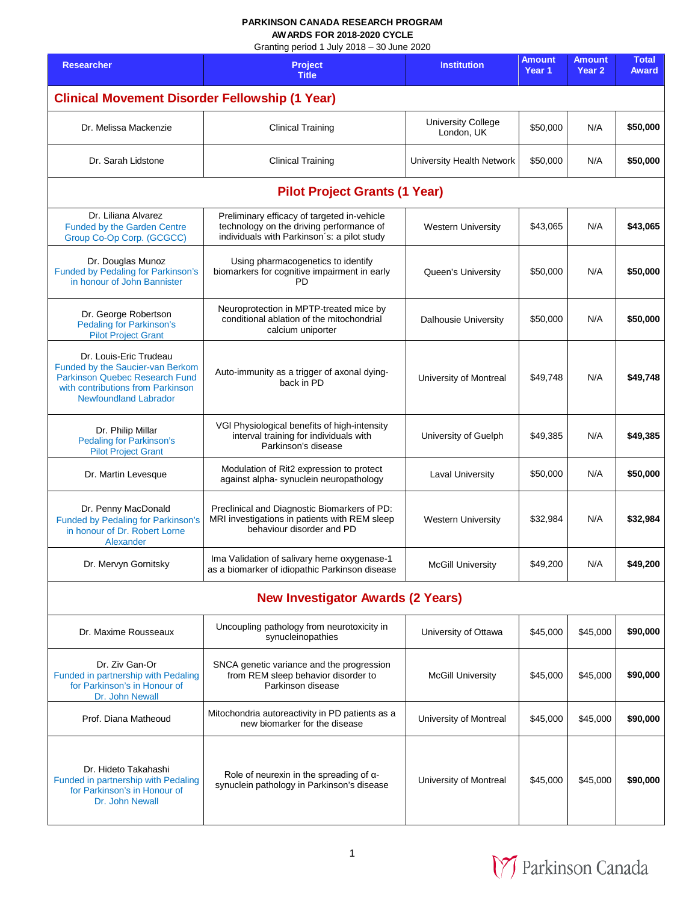**PARKINSON CANADA RESEARCH PROGRAM**
**AWARDS FOR 2018-2020 CYCLE**
Granting period 1 July 2018 – 30 June 2020

| Researcher | Project Title | Institution | Amount Year 1 | Amount Year 2 | Total Award |
|---|---|---|---|---|---|
| **Clinical Movement Disorder Fellowship (1 Year)** | | | | | |
| Dr. Melissa Mackenzie | Clinical Training | University College London, UK | $50,000 | N/A | **$50,000** |
| Dr. Sarah Lidstone | Clinical Training | University Health Network | $50,000 | N/A | **$50,000** |
| **Pilot Project Grants (1 Year)** | | | | | |
| Dr. Liliana Alvarez<br>Funded by the Garden Centre Group Co-Op Corp. (GCGCC) | Preliminary efficacy of targeted in-vehicle technology on the driving performance of individuals with Parkinson´s: a pilot study | Western University | $43,065 | N/A | **$43,065** |
| Dr. Douglas Munoz<br>Funded by Pedaling for Parkinson's in honour of John Bannister | Using pharmacogenetics to identify biomarkers for cognitive impairment in early PD | Queen's University | $50,000 | N/A | **$50,000** |
| Dr. George Robertson<br>Pedaling for Parkinson's Pilot Project Grant | Neuroprotection in MPTP-treated mice by conditional ablation of the mitochondrial calcium uniporter | Dalhousie University | $50,000 | N/A | **$50,000** |
| Dr. Louis-Eric Trudeau<br>Funded by the Saucier-van Berkom Parkinson Quebec Research Fund with contributions from Parkinson Newfoundland Labrador | Auto-immunity as a trigger of axonal dying-back in PD | University of Montreal | $49,748 | N/A | **$49,748** |
| Dr. Philip Millar<br>Pedaling for Parkinson's Pilot Project Grant | VGI Physiological benefits of high-intensity interval training for individuals with Parkinson's disease | University of Guelph | $49,385 | N/A | **$49,385** |
| Dr. Martin Levesque | Modulation of Rit2 expression to protect against alpha- synuclein neuropathology | Laval University | $50,000 | N/A | **$50,000** |
| Dr. Penny MacDonald<br>Funded by Pedaling for Parkinson's in honour of Dr. Robert Lorne Alexander | Preclinical and Diagnostic Biomarkers of PD: MRI investigations in patients with REM sleep behaviour disorder and PD | Western University | $32,984 | N/A | **$32,984** |
| Dr. Mervyn Gornitsky | Ima Validation of salivary heme oxygenase-1 as a biomarker of idiopathic Parkinson disease | McGill University | $49,200 | N/A | **$49,200** |
| **New Investigator Awards (2 Years)** | | | | | |
| Dr. Maxime Rousseaux | Uncoupling pathology from neurotoxicity in synucleinopathies | University of Ottawa | $45,000 | $45,000 | **$90,000** |
| Dr. Ziv Gan-Or<br>Funded in partnership with Pedaling for Parkinson's in Honour of Dr. John Newall | SNCA genetic variance and the progression from REM sleep behavior disorder to Parkinson disease | McGill University | $45,000 | $45,000 | **$90,000** |
| Prof. Diana Matheoud | Mitochondria autoreactivity in PD patients as a new biomarker for the disease | University of Montreal | $45,000 | $45,000 | **$90,000** |
| Dr. Hideto Takahashi<br>Funded in partnership with Pedaling for Parkinson's in Honour of Dr. John Newall | Role of neurexin in the spreading of α-synuclein pathology in Parkinson's disease | University of Montreal | $45,000 | $45,000 | **$90,000** |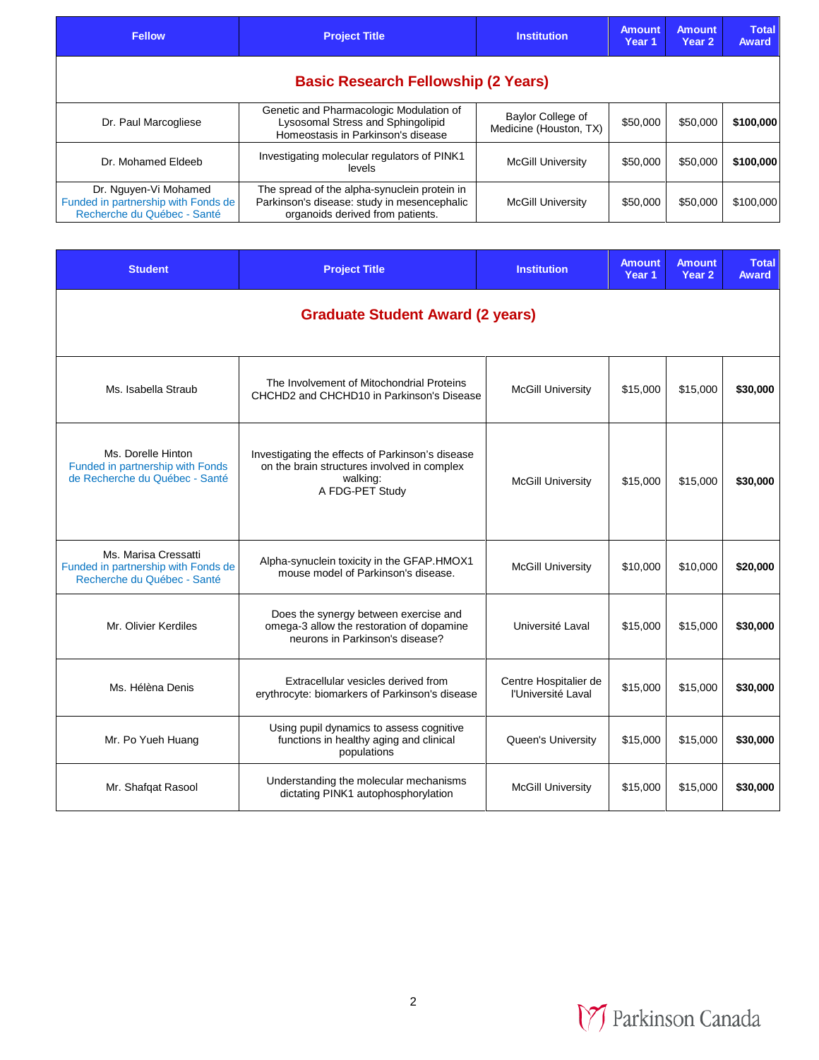| Fellow | Project Title | Institution | Amount Year 1 | Amount Year 2 | Total Award |
|---|---|---|---|---|---|
| **Basic Research Fellowship (2 Years)** | | | | | |
| Dr. Paul Marcogliese | Genetic and Pharmacologic Modulation of Lysosomal Stress and Sphingolipid Homeostasis in Parkinson's disease | Baylor College of Medicine (Houston, TX) | $50,000 | $50,000 | **$100,000** |
| Dr. Mohamed Eldeeb | Investigating molecular regulators of PINK1 levels | McGill University | $50,000 | $50,000 | **$100,000** |
| Dr. Nguyen-Vi Mohamed<br>Funded in partnership with Fonds de Recherche du Québec - Santé | The spread of the alpha-synuclein protein in Parkinson's disease: study in mesencephalic organoids derived from patients. | McGill University | $50,000 | $50,000 | $100,000 |

| Student | Project Title | Institution | Amount Year 1 | Amount Year 2 | Total Award |
|---|---|---|---|---|---|
| **Graduate Student Award (2 years)** | | | | | |
| Ms. Isabella Straub | The Involvement of Mitochondrial Proteins CHCHD2 and CHCHD10 in Parkinson's Disease | McGill University | $15,000 | $15,000 | **$30,000** |
| Ms. Dorelle Hinton<br>Funded in partnership with Fonds de Recherche du Québec - Santé | Investigating the effects of Parkinson's disease on the brain structures involved in complex walking:<br>A FDG-PET Study | McGill University | $15,000 | $15,000 | **$30,000** |
| Ms. Marisa Cressatti<br>Funded in partnership with Fonds de Recherche du Québec - Santé | Alpha-synuclein toxicity in the GFAP.HMOX1 mouse model of Parkinson's disease. | McGill University | $10,000 | $10,000 | **$20,000** |
| Mr. Olivier Kerdiles | Does the synergy between exercise and omega-3 allow the restoration of dopamine neurons in Parkinson's disease? | Université Laval | $15,000 | $15,000 | **$30,000** |
| Ms. Hélèna Denis | Extracellular vesicles derived from erythrocyte: biomarkers of Parkinson's disease | Centre Hospitalier de l'Université Laval | $15,000 | $15,000 | **$30,000** |
| Mr. Po Yueh Huang | Using pupil dynamics to assess cognitive functions in healthy aging and clinical populations | Queen's University | $15,000 | $15,000 | **$30,000** |
| Mr. Shafqat Rasool | Understanding the molecular mechanisms dictating PINK1 autophosphorylation | McGill University | $15,000 | $15,000 | **$30,000** |